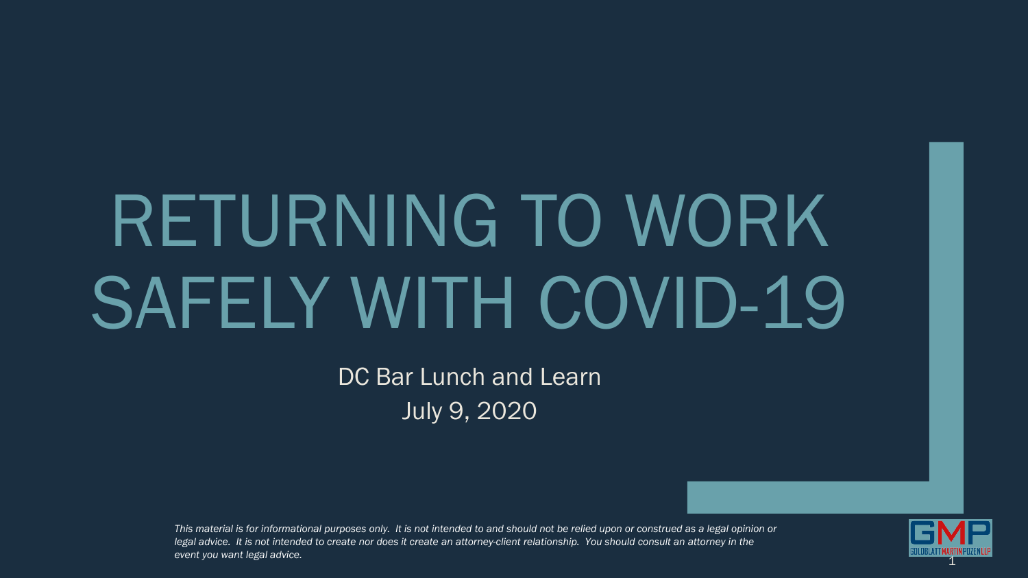# RETURNING TO WORK SAFELY WITH COVID-19

DC Bar Lunch and Learn

July 9, 2020

*This material is for informational purposes only. It is not intended to and should not be relied upon or construed as a legal opinion or legal advice. It is not intended to create nor does it create an attorney-client relationship. You should consult an attorney in the event you want legal advice.*

GMP GOLDBLATT MARTIN POZEN LLP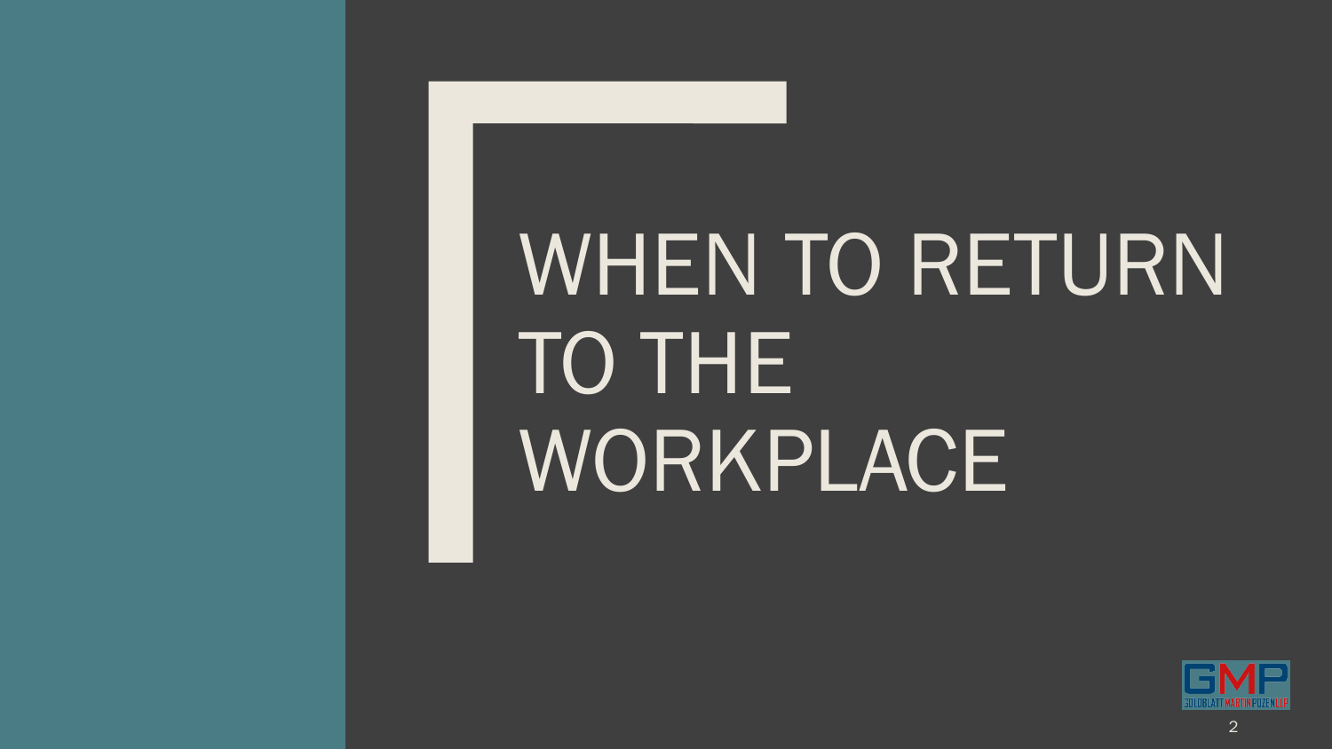# WHEN TO RETURN TO THE WORKPLACE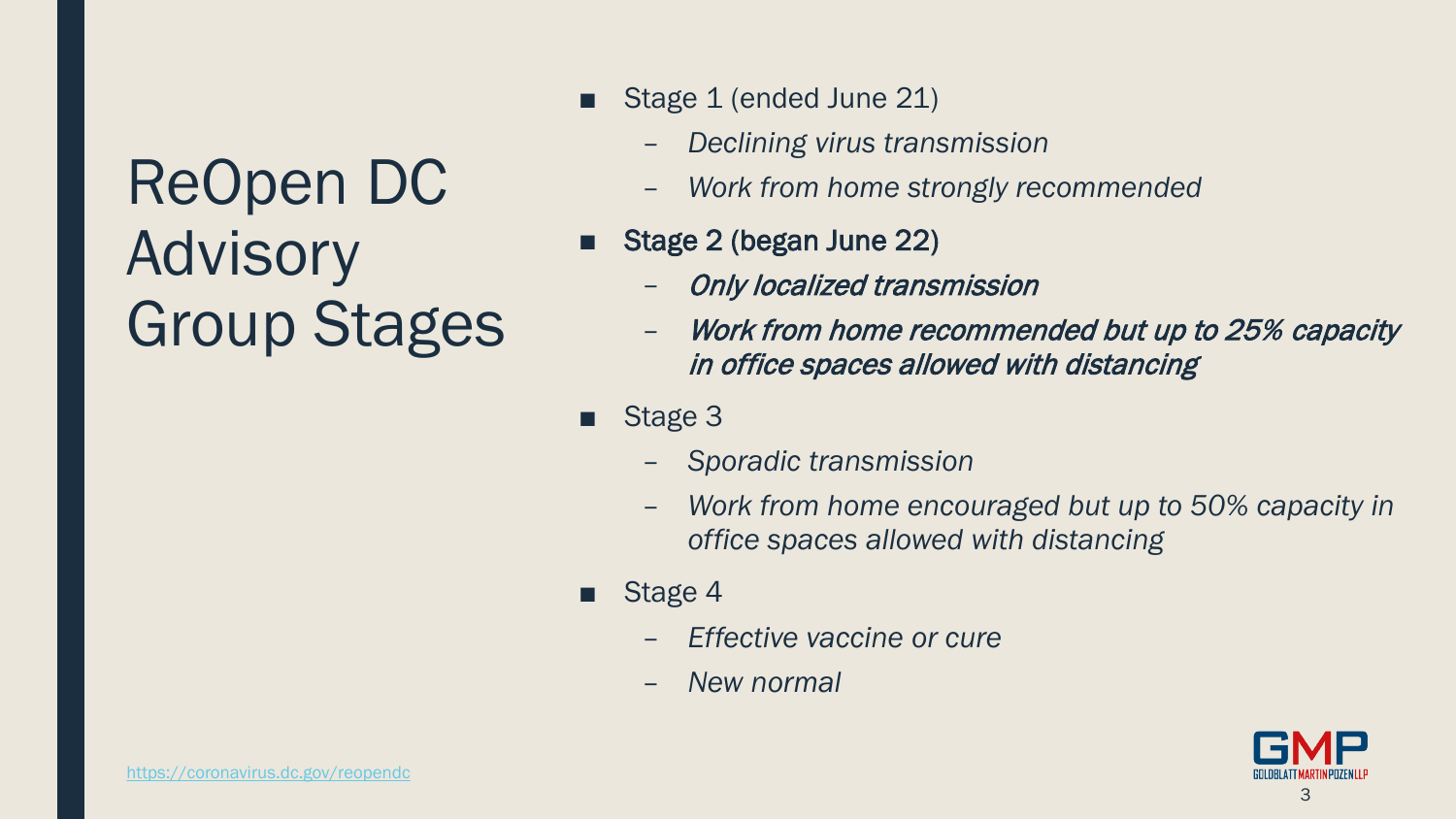# ReOpen DC Advisory Group Stages

- Stage 1 (ended June 21)
  - *Declining virus transmission*
  - *Work from home strongly recommended*
- Stage 2 (began June 22)
  - *Only localized transmission*
  - *Work from home recommended but up to 25% capacity in office spaces allowed with distancing*
- Stage 3
  - *Sporadic transmission*
  - *Work from home encouraged but up to 50% capacity in office spaces allowed with distancing*
- Stage 4
  - *Effective vaccine or cure*
  - *New normal*

https://coronavirus.dc.gov/reopendc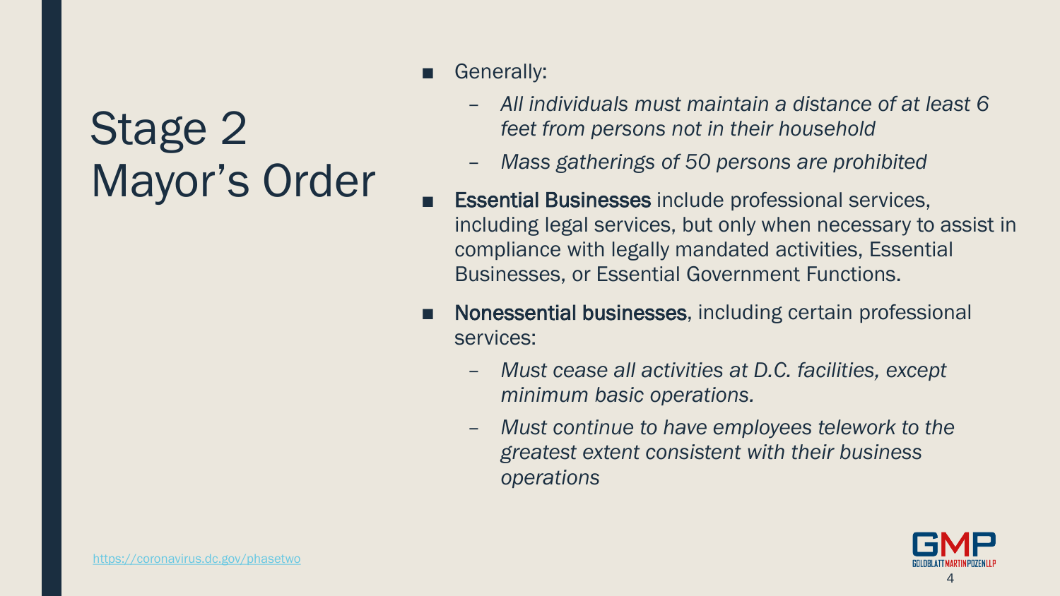# Stage 2 Mayor's Order

- Generally:
  - *All individuals must maintain a distance of at least 6 feet from persons not in their household*
  - *Mass gatherings of 50 persons are prohibited*
- **Essential Businesses** include professional services, including legal services, but only when necessary to assist in compliance with legally mandated activities, Essential Businesses, or Essential Government Functions.
- **Nonessential businesses**, including certain professional services:
  - *Must cease all activities at D.C. facilities, except minimum basic operations.*
  - *Must continue to have employees telework to the greatest extent consistent with their business operations*

https://coronavirus.dc.gov/phasetwo

GMP GOLDBLATT MARTIN POZEN LLP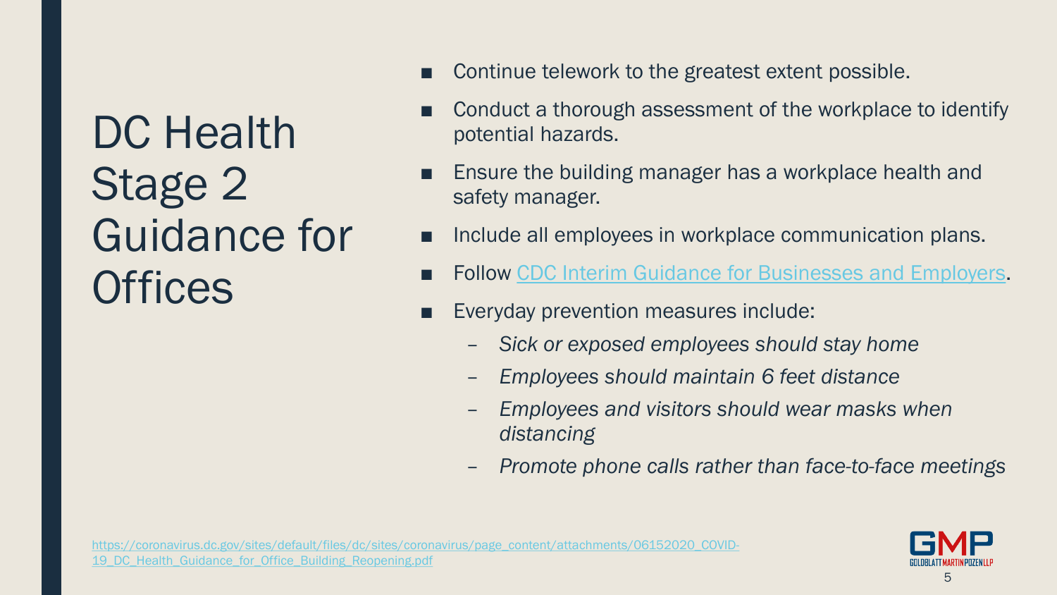# DC Health Stage 2 Guidance for Offices

- Continue telework to the greatest extent possible.
- Conduct a thorough assessment of the workplace to identify potential hazards.
- Ensure the building manager has a workplace health and safety manager.
- Include all employees in workplace communication plans.
- Follow [CDC Interim Guidance for Businesses and Employers](#).
- Everyday prevention measures include:
  - *Sick or exposed employees should stay home*
  - *Employees should maintain 6 feet distance*
  - *Employees and visitors should wear masks when distancing*
  - *Promote phone calls rather than face-to-face meetings*

https://coronavirus.dc.gov/sites/default/files/dc/sites/coronavirus/page_content/attachments/06152020_COVID-19_DC_Health_Guidance_for_Office_Building_Reopening.pdf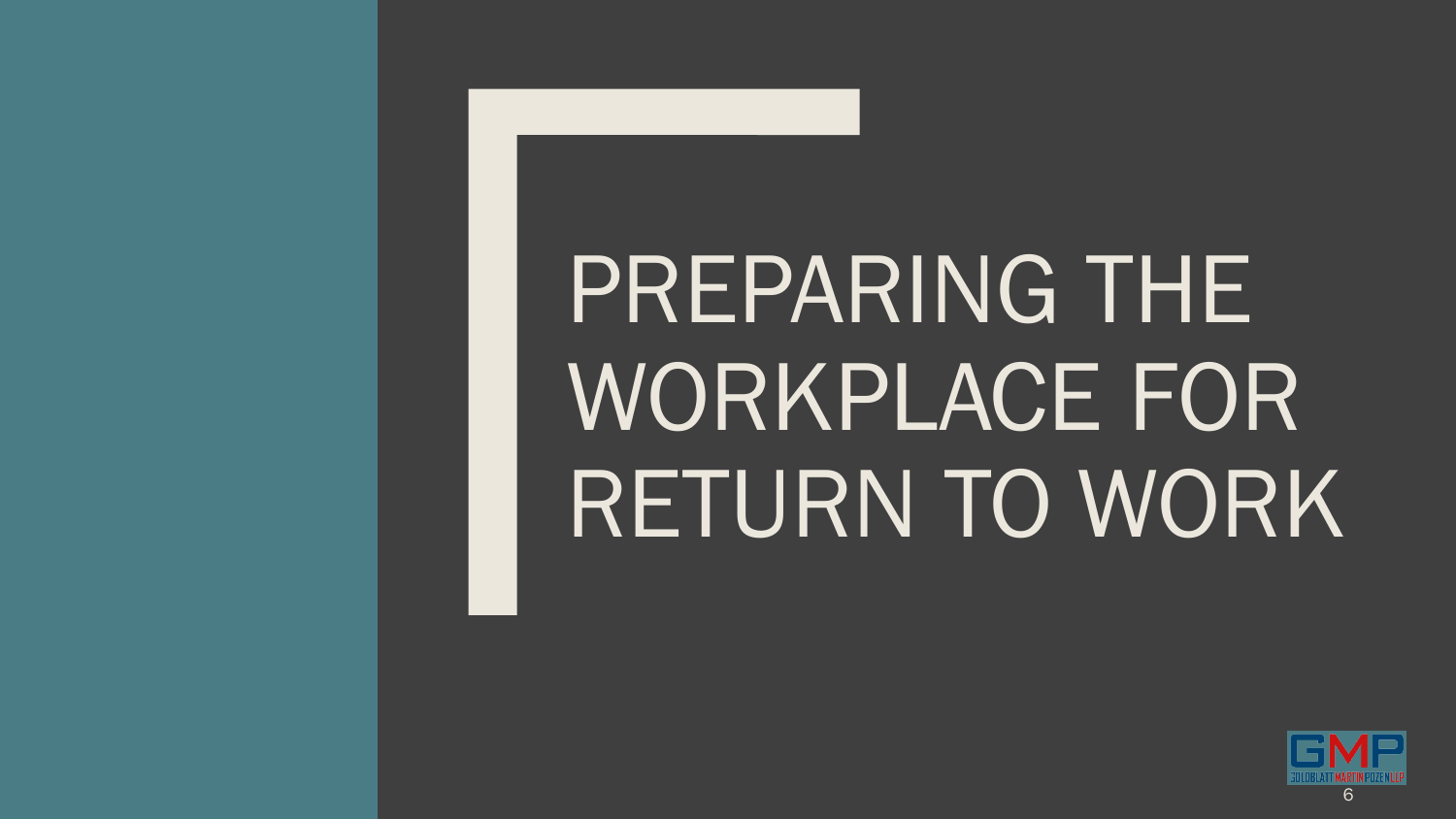# PREPARING THE WORKPLACE FOR RETURN TO WORK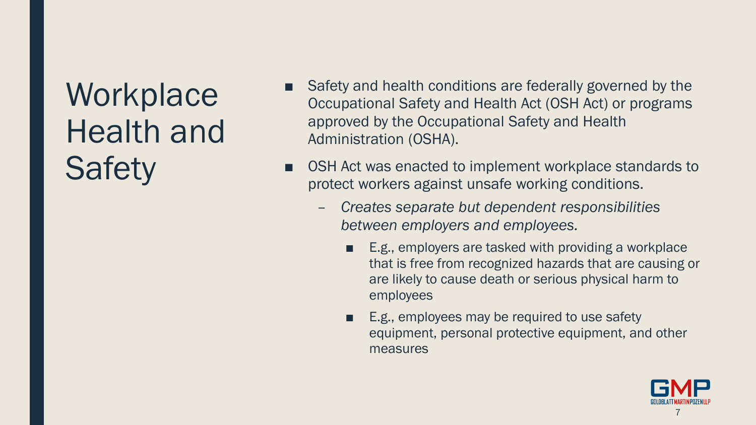# Workplace Health and Safety

- Safety and health conditions are federally governed by the Occupational Safety and Health Act (OSH Act) or programs approved by the Occupational Safety and Health Administration (OSHA).
- OSH Act was enacted to implement workplace standards to protect workers against unsafe working conditions.
  - *Creates separate but dependent responsibilities between employers and employees.*
    - E.g., employers are tasked with providing a workplace that is free from recognized hazards that are causing or are likely to cause death or serious physical harm to employees
    - E.g., employees may be required to use safety equipment, personal protective equipment, and other measures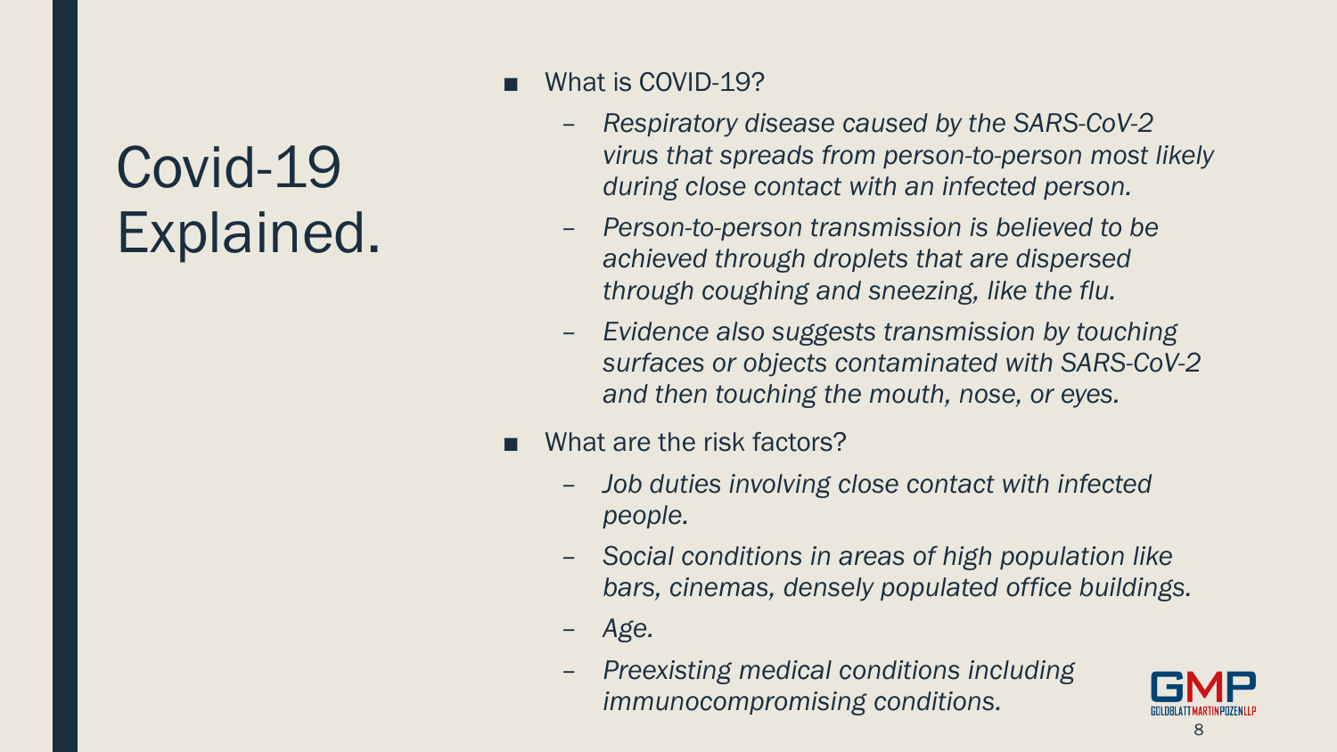# Covid-19 Explained.

- What is COVID-19?
  - *Respiratory disease caused by the SARS-CoV-2 virus that spreads from person-to-person most likely during close contact with an infected person.*
  - *Person-to-person transmission is believed to be achieved through droplets that are dispersed through coughing and sneezing, like the flu.*
  - *Evidence also suggests transmission by touching surfaces or objects contaminated with SARS-CoV-2 and then touching the mouth, nose, or eyes.*
- What are the risk factors?
  - *Job duties involving close contact with infected people.*
  - *Social conditions in areas of high population like bars, cinemas, densely populated office buildings.*
  - *Age.*
  - *Preexisting medical conditions including immunocompromising conditions.*

GMP GOLDBLATT MARTIN POZEN LLP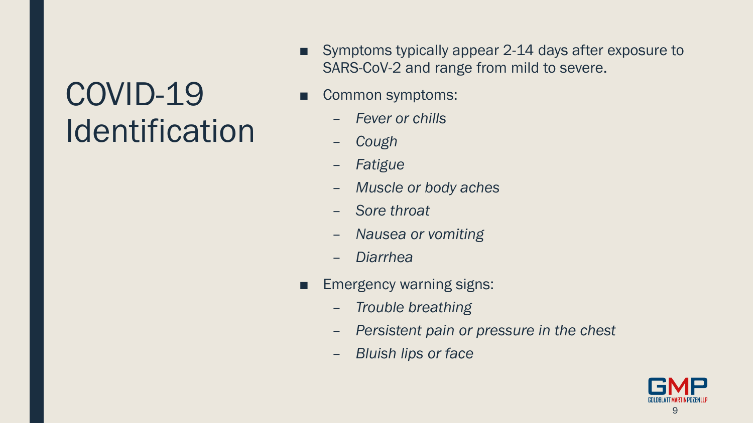# COVID-19 Identification

- Symptoms typically appear 2-14 days after exposure to SARS-CoV-2 and range from mild to severe.
- Common symptoms:
  - *Fever or chills*
  - *Cough*
  - *Fatigue*
  - *Muscle or body aches*
  - *Sore throat*
  - *Nausea or vomiting*
  - *Diarrhea*
- Emergency warning signs:
  - *Trouble breathing*
  - *Persistent pain or pressure in the chest*
  - *Bluish lips or face*

GMP
GOLDBLATT MARTIN POZEN LLP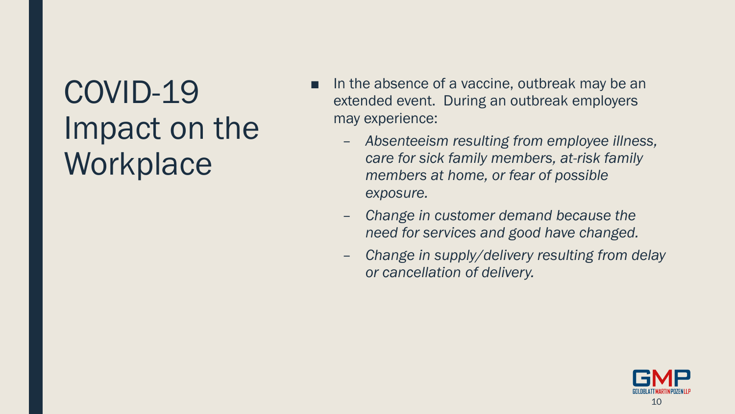# COVID-19 Impact on the Workplace

- In the absence of a vaccine, outbreak may be an extended event. During an outbreak employers may experience:
  - *Absenteeism resulting from employee illness, care for sick family members, at-risk family members at home, or fear of possible exposure.*
  - *Change in customer demand because the need for services and good have changed.*
  - *Change in supply/delivery resulting from delay or cancellation of delivery.*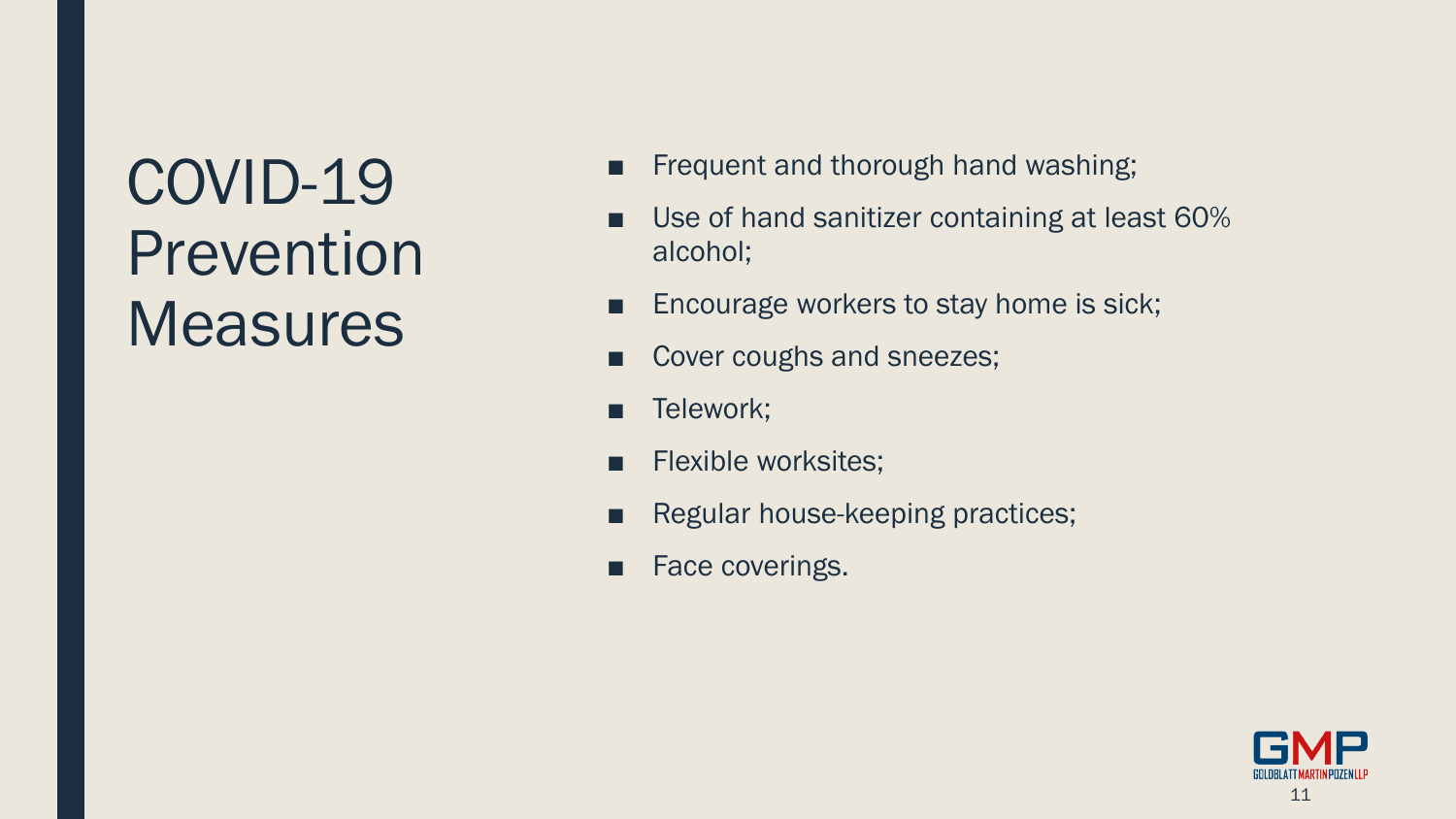# COVID-19 Prevention Measures

- Frequent and thorough hand washing;
- Use of hand sanitizer containing at least 60% alcohol;
- Encourage workers to stay home is sick;
- Cover coughs and sneezes;
- Telework;
- Flexible worksites;
- Regular house-keeping practices;
- Face coverings.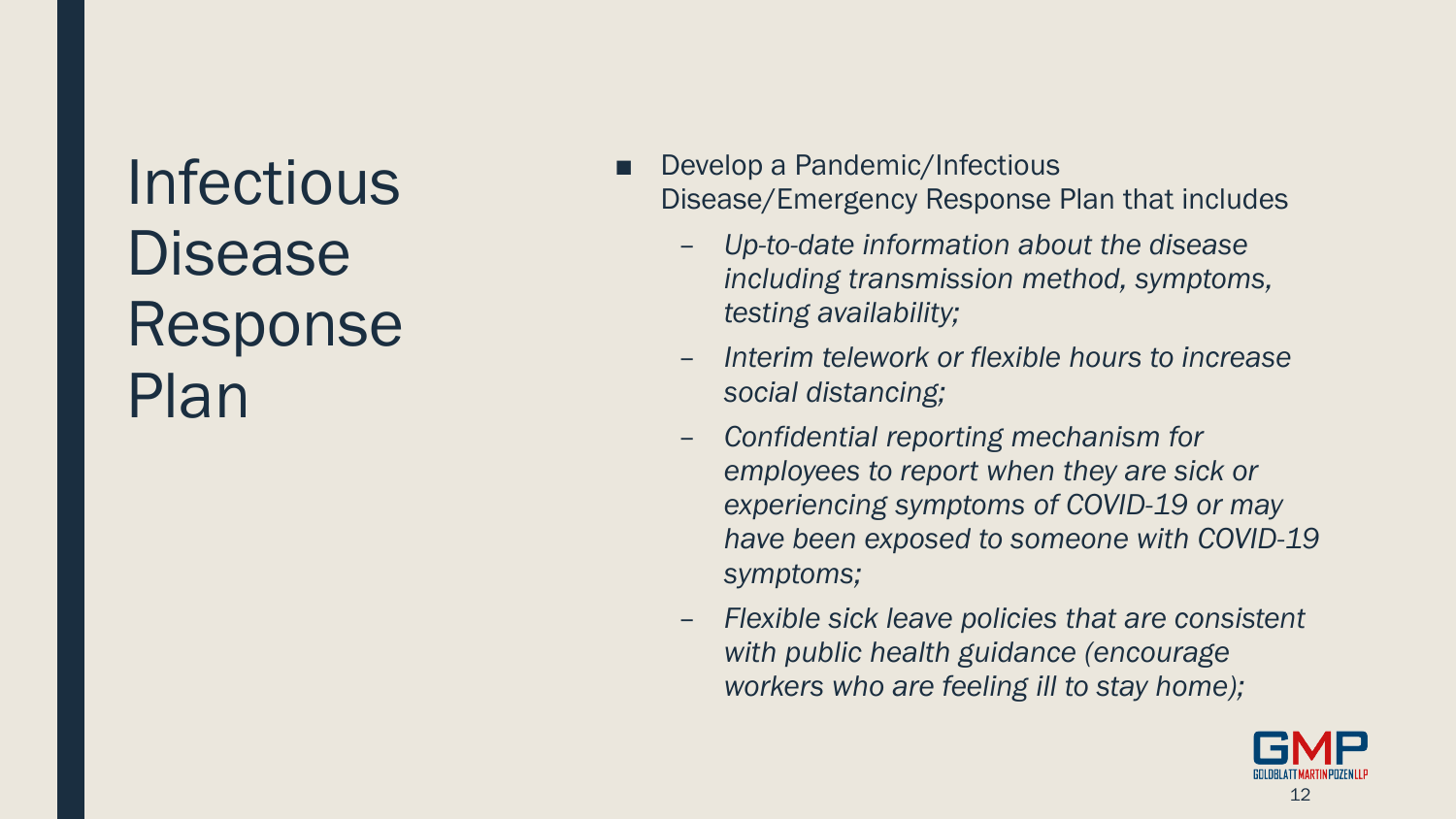# Infectious Disease Response Plan

- Develop a Pandemic/Infectious Disease/Emergency Response Plan that includes
  - *Up-to-date information about the disease including transmission method, symptoms, testing availability;*
  - *Interim telework or flexible hours to increase social distancing;*
  - *Confidential reporting mechanism for employees to report when they are sick or experiencing symptoms of COVID-19 or may have been exposed to someone with COVID-19 symptoms;*
  - *Flexible sick leave policies that are consistent with public health guidance (encourage workers who are feeling ill to stay home);*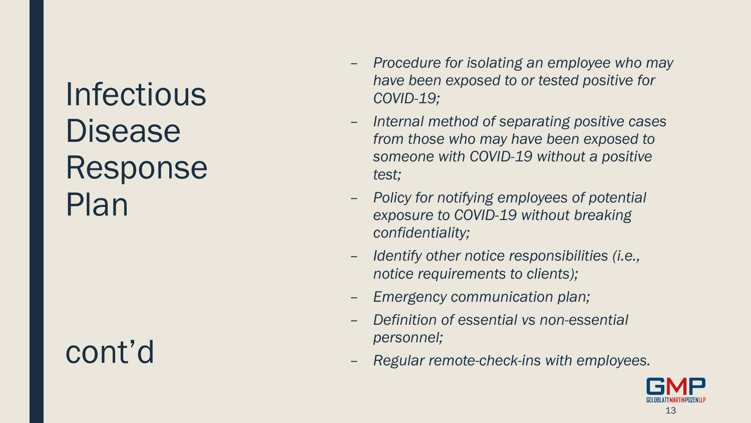# Infectious Disease Response Plan

cont'd

- *Procedure for isolating an employee who may have been exposed to or tested positive for COVID-19;*
- *Internal method of separating positive cases from those who may have been exposed to someone with COVID-19 without a positive test;*
- *Policy for notifying employees of potential exposure to COVID-19 without breaking confidentiality;*
- *Identify other notice responsibilities (i.e., notice requirements to clients);*
- *Emergency communication plan;*
- *Definition of essential vs non-essential personnel;*
- *Regular remote-check-ins with employees.*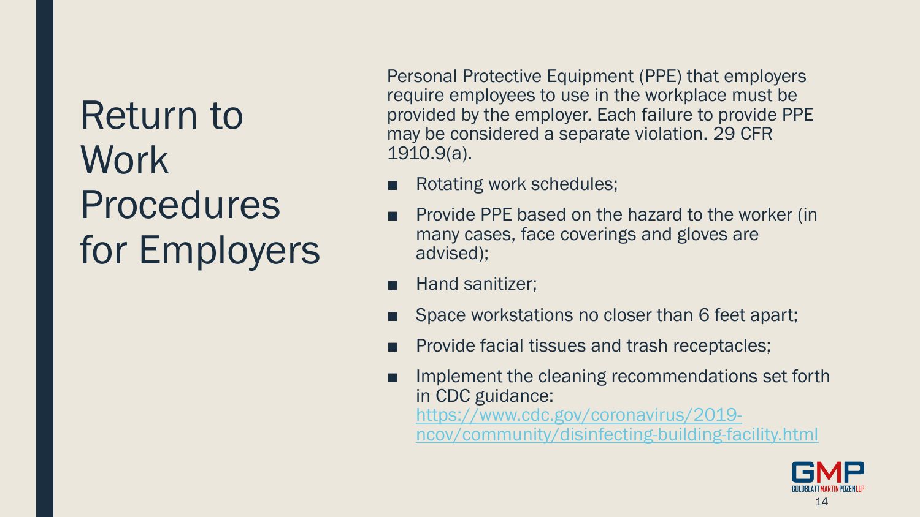# Return to Work Procedures for Employers

Personal Protective Equipment (PPE) that employers require employees to use in the workplace must be provided by the employer. Each failure to provide PPE may be considered a separate violation. 29 CFR 1910.9(a).

- Rotating work schedules;
- Provide PPE based on the hazard to the worker (in many cases, face coverings and gloves are advised);
- Hand sanitizer;
- Space workstations no closer than 6 feet apart;
- Provide facial tissues and trash receptacles;
- Implement the cleaning recommendations set forth in CDC guidance: [https://www.cdc.gov/coronavirus/2019-ncov/community/disinfecting-building-facility.html](https://www.cdc.gov/coronavirus/2019-ncov/community/disinfecting-building-facility.html)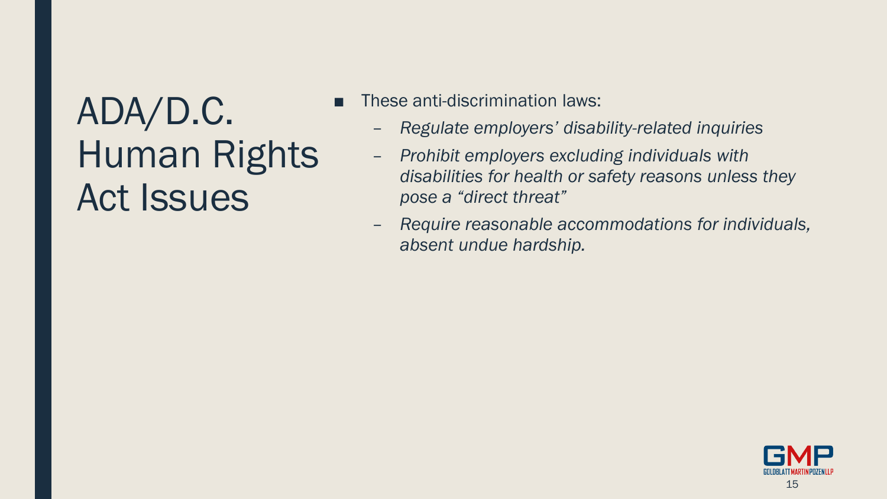# ADA/D.C. Human Rights Act Issues

- These anti-discrimination laws:
  - *Regulate employers' disability-related inquiries*
  - *Prohibit employers excluding individuals with disabilities for health or safety reasons unless they pose a "direct threat"*
  - *Require reasonable accommodations for individuals, absent undue hardship.*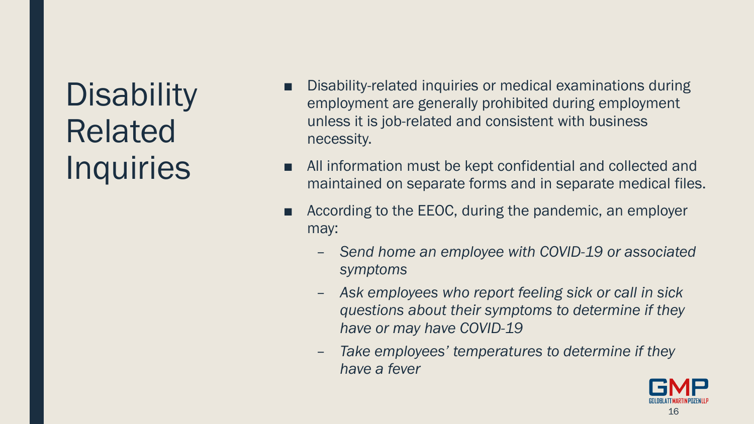# Disability Related Inquiries

- Disability-related inquiries or medical examinations during employment are generally prohibited during employment unless it is job-related and consistent with business necessity.
- All information must be kept confidential and collected and maintained on separate forms and in separate medical files.
- According to the EEOC, during the pandemic, an employer may:
  - *Send home an employee with COVID-19 or associated symptoms*
  - *Ask employees who report feeling sick or call in sick questions about their symptoms to determine if they have or may have COVID-19*
  - *Take employees' temperatures to determine if they have a fever*

GMP
GOLDBLATT MARTIN POZEN LLP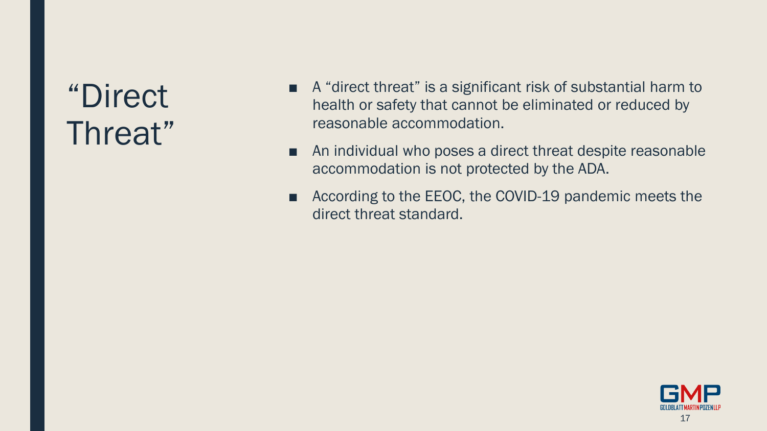# "Direct Threat"

- A "direct threat" is a significant risk of substantial harm to health or safety that cannot be eliminated or reduced by reasonable accommodation.
- An individual who poses a direct threat despite reasonable accommodation is not protected by the ADA.
- According to the EEOC, the COVID-19 pandemic meets the direct threat standard.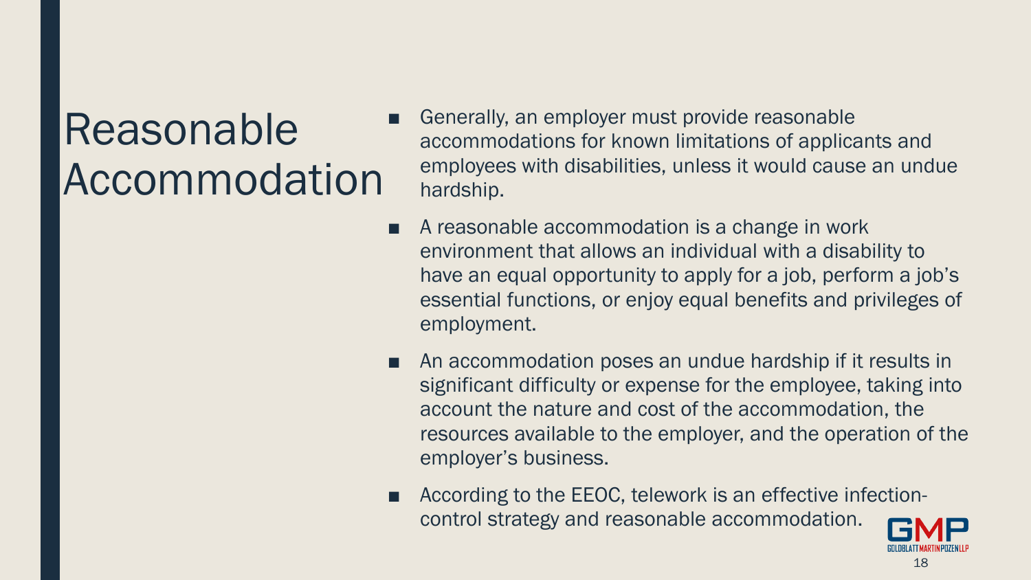# Reasonable Accommodation

- Generally, an employer must provide reasonable accommodations for known limitations of applicants and employees with disabilities, unless it would cause an undue hardship.
- A reasonable accommodation is a change in work environment that allows an individual with a disability to have an equal opportunity to apply for a job, perform a job's essential functions, or enjoy equal benefits and privileges of employment.
- An accommodation poses an undue hardship if it results in significant difficulty or expense for the employee, taking into account the nature and cost of the accommodation, the resources available to the employer, and the operation of the employer's business.
- According to the EEOC, telework is an effective infection-control strategy and reasonable accommodation.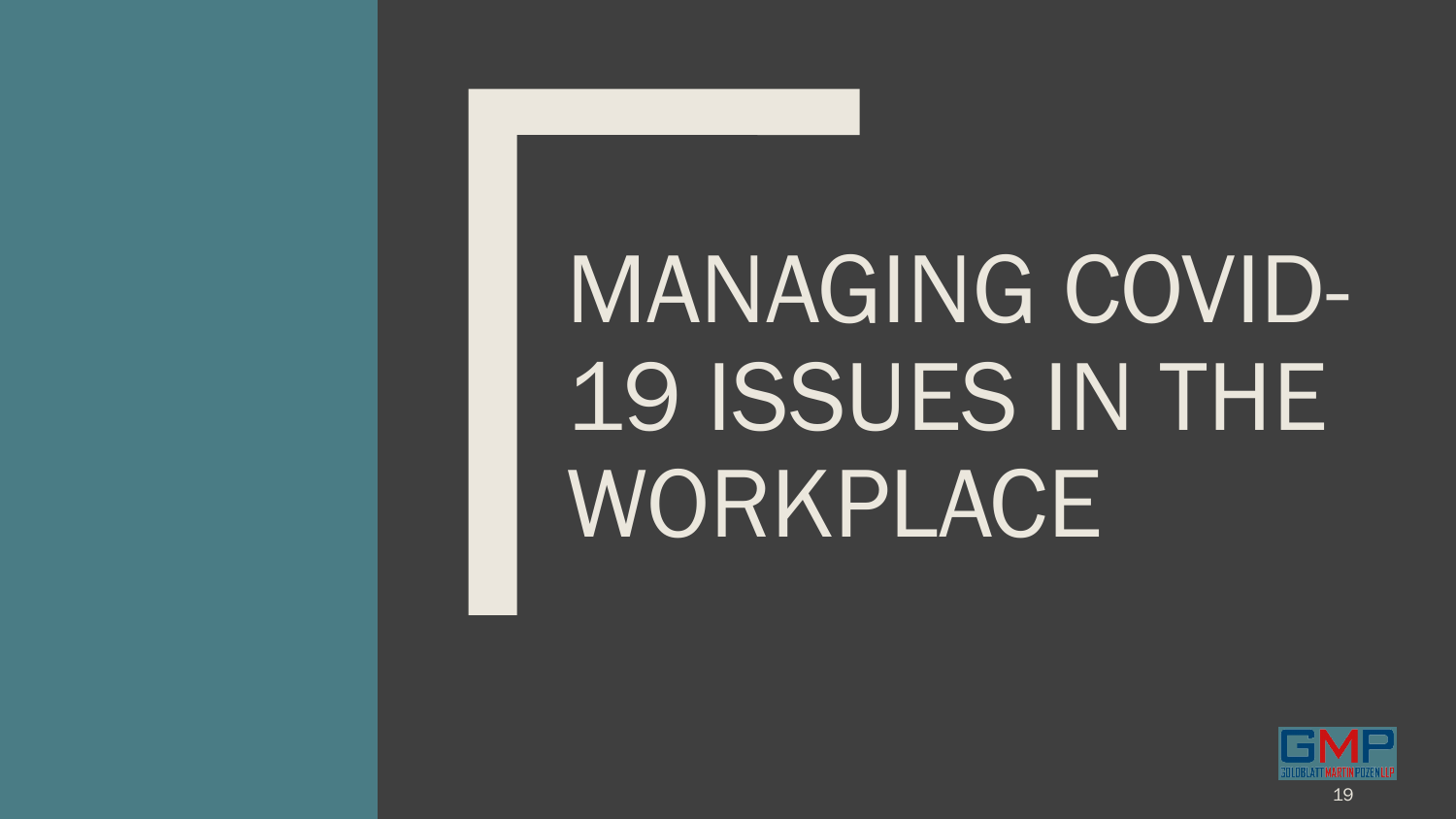# MANAGING COVID-19 ISSUES IN THE WORKPLACE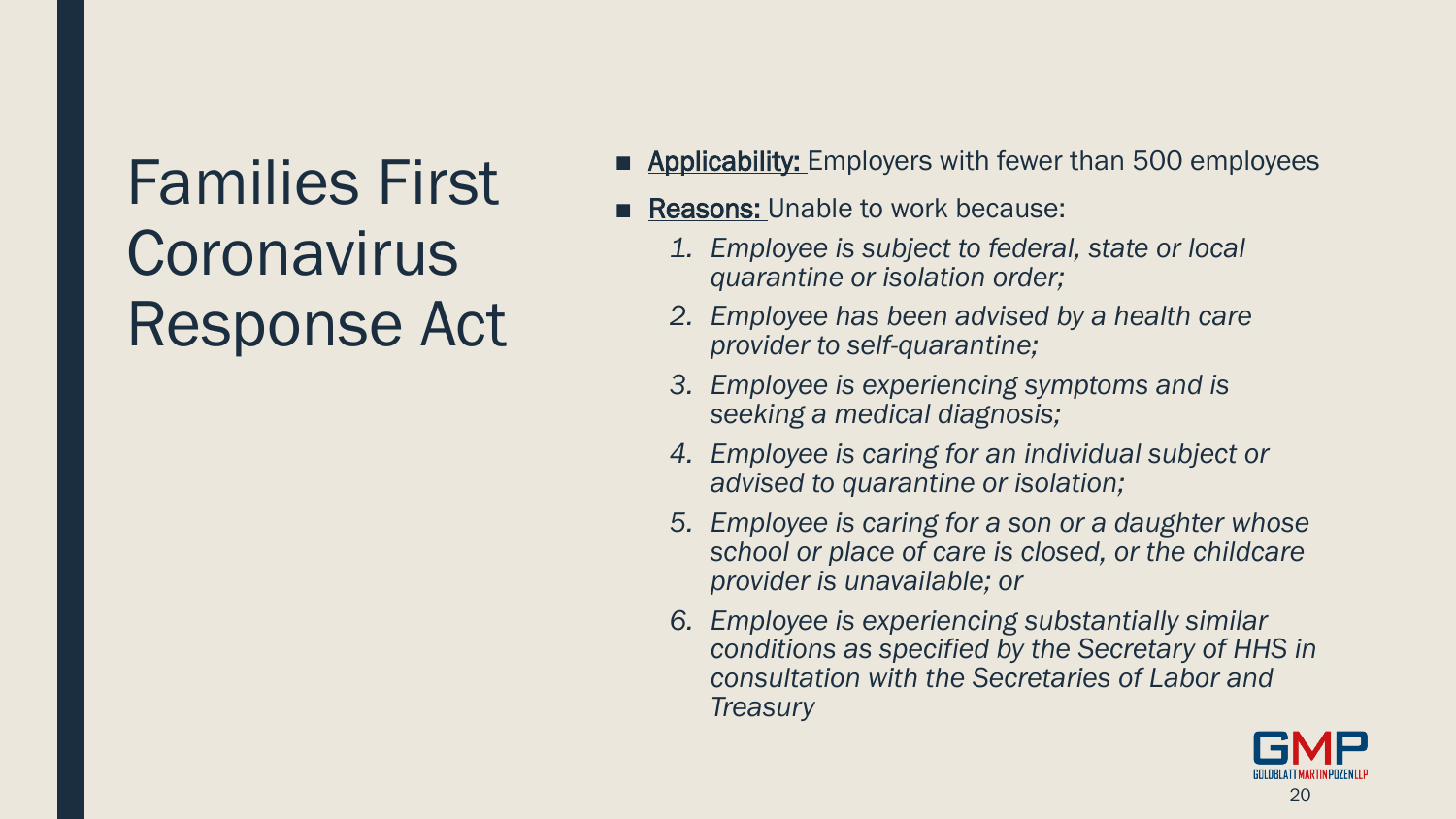# Families First Coronavirus Response Act

- **Applicability:** Employers with fewer than 500 employees
- **Reasons:** Unable to work because:
  1. *Employee is subject to federal, state or local quarantine or isolation order;*
  2. *Employee has been advised by a health care provider to self-quarantine;*
  3. *Employee is experiencing symptoms and is seeking a medical diagnosis;*
  4. *Employee is caring for an individual subject or advised to quarantine or isolation;*
  5. *Employee is caring for a son or a daughter whose school or place of care is closed, or the childcare provider is unavailable; or*
  6. *Employee is experiencing substantially similar conditions as specified by the Secretary of HHS in consultation with the Secretaries of Labor and Treasury*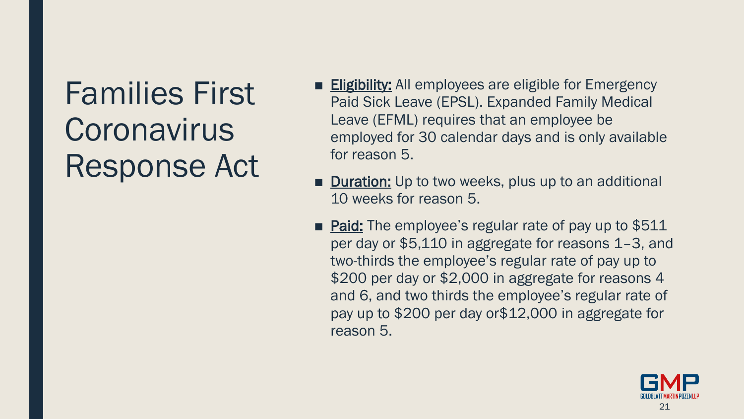# Families First Coronavirus Response Act

- **Eligibility:** All employees are eligible for Emergency Paid Sick Leave (EPSL). Expanded Family Medical Leave (EFML) requires that an employee be employed for 30 calendar days and is only available for reason 5.
- **Duration:** Up to two weeks, plus up to an additional 10 weeks for reason 5.
- **Paid:** The employee's regular rate of pay up to $511 per day or $5,110 in aggregate for reasons 1–3, and two-thirds the employee's regular rate of pay up to $200 per day or $2,000 in aggregate for reasons 4 and 6, and two thirds the employee's regular rate of pay up to $200 per day or$12,000 in aggregate for reason 5.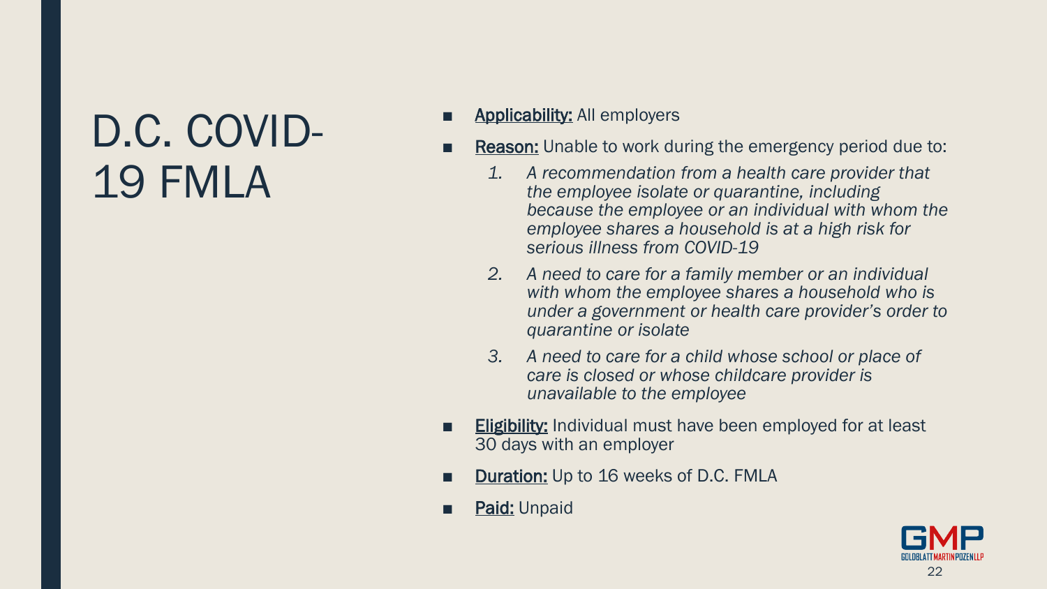# D.C. COVID-19 FMLA

- **Applicability:** All employers
- **Reason:** Unable to work during the emergency period due to:
  1. *A recommendation from a health care provider that the employee isolate or quarantine, including because the employee or an individual with whom the employee shares a household is at a high risk for serious illness from COVID-19*
  2. *A need to care for a family member or an individual with whom the employee shares a household who is under a government or health care provider's order to quarantine or isolate*
  3. *A need to care for a child whose school or place of care is closed or whose childcare provider is unavailable to the employee*
- **Eligibility:** Individual must have been employed for at least 30 days with an employer
- **Duration:** Up to 16 weeks of D.C. FMLA
- **Paid:** Unpaid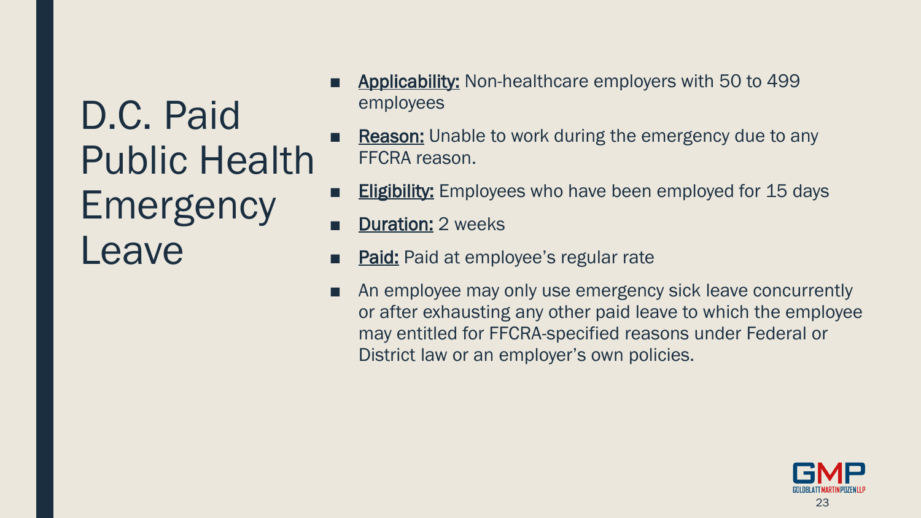# D.C. Paid Public Health Emergency Leave

- **Applicability:** Non-healthcare employers with 50 to 499 employees
- **Reason:** Unable to work during the emergency due to any FFCRA reason.
- **Eligibility:** Employees who have been employed for 15 days
- **Duration:** 2 weeks
- **Paid:** Paid at employee's regular rate
- An employee may only use emergency sick leave concurrently or after exhausting any other paid leave to which the employee may entitled for FFCRA-specified reasons under Federal or District law or an employer's own policies.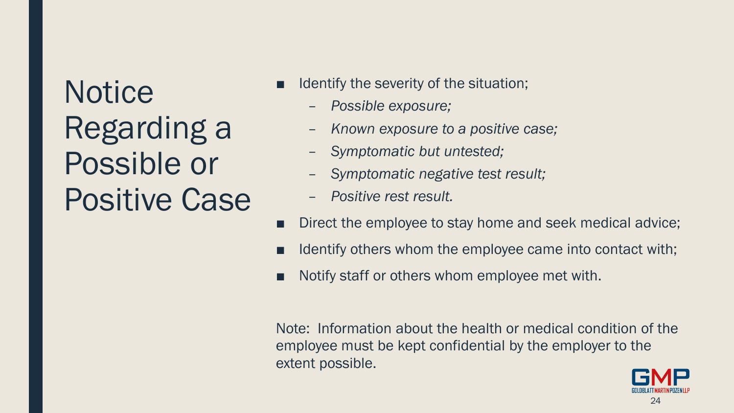# Notice Regarding a Possible or Positive Case

- Identify the severity of the situation;
  - *Possible exposure;*
  - *Known exposure to a positive case;*
  - *Symptomatic but untested;*
  - *Symptomatic negative test result;*
  - *Positive rest result.*
- Direct the employee to stay home and seek medical advice;
- Identify others whom the employee came into contact with;
- Notify staff or others whom employee met with.

Note: Information about the health or medical condition of the employee must be kept confidential by the employer to the extent possible.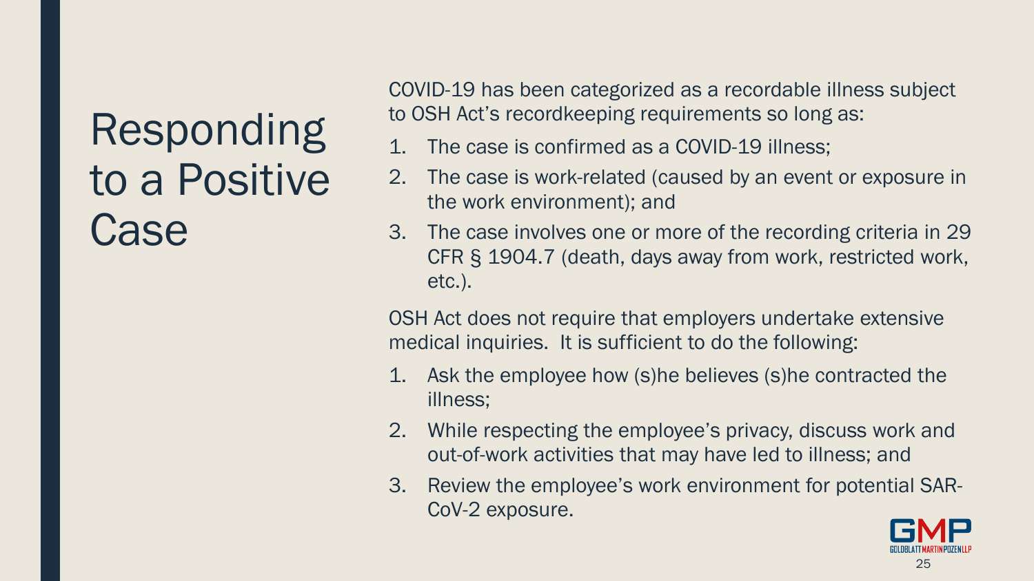# Responding to a Positive Case

COVID-19 has been categorized as a recordable illness subject to OSH Act's recordkeeping requirements so long as:

1. The case is confirmed as a COVID-19 illness;
2. The case is work-related (caused by an event or exposure in the work environment); and
3. The case involves one or more of the recording criteria in 29 CFR § 1904.7 (death, days away from work, restricted work, etc.).

OSH Act does not require that employers undertake extensive medical inquiries. It is sufficient to do the following:

1. Ask the employee how (s)he believes (s)he contracted the illness;
2. While respecting the employee's privacy, discuss work and out-of-work activities that may have led to illness; and
3. Review the employee's work environment for potential SAR-CoV-2 exposure.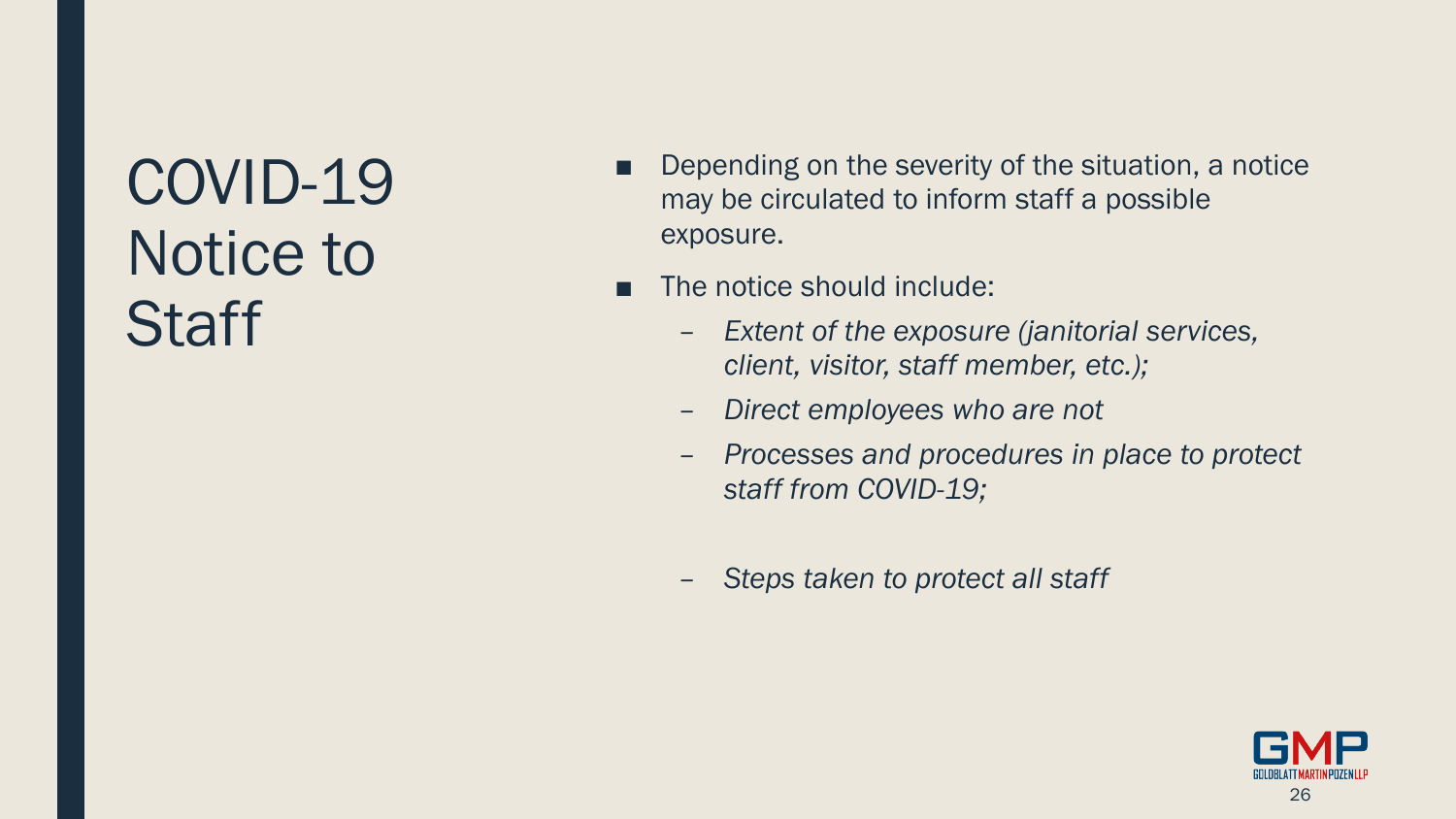# COVID-19 Notice to Staff

- Depending on the severity of the situation, a notice may be circulated to inform staff a possible exposure.
- The notice should include:
  - *Extent of the exposure (janitorial services, client, visitor, staff member, etc.);*
  - *Direct employees who are not*
  - *Processes and procedures in place to protect staff from COVID-19;*
  - *Steps taken to protect all staff*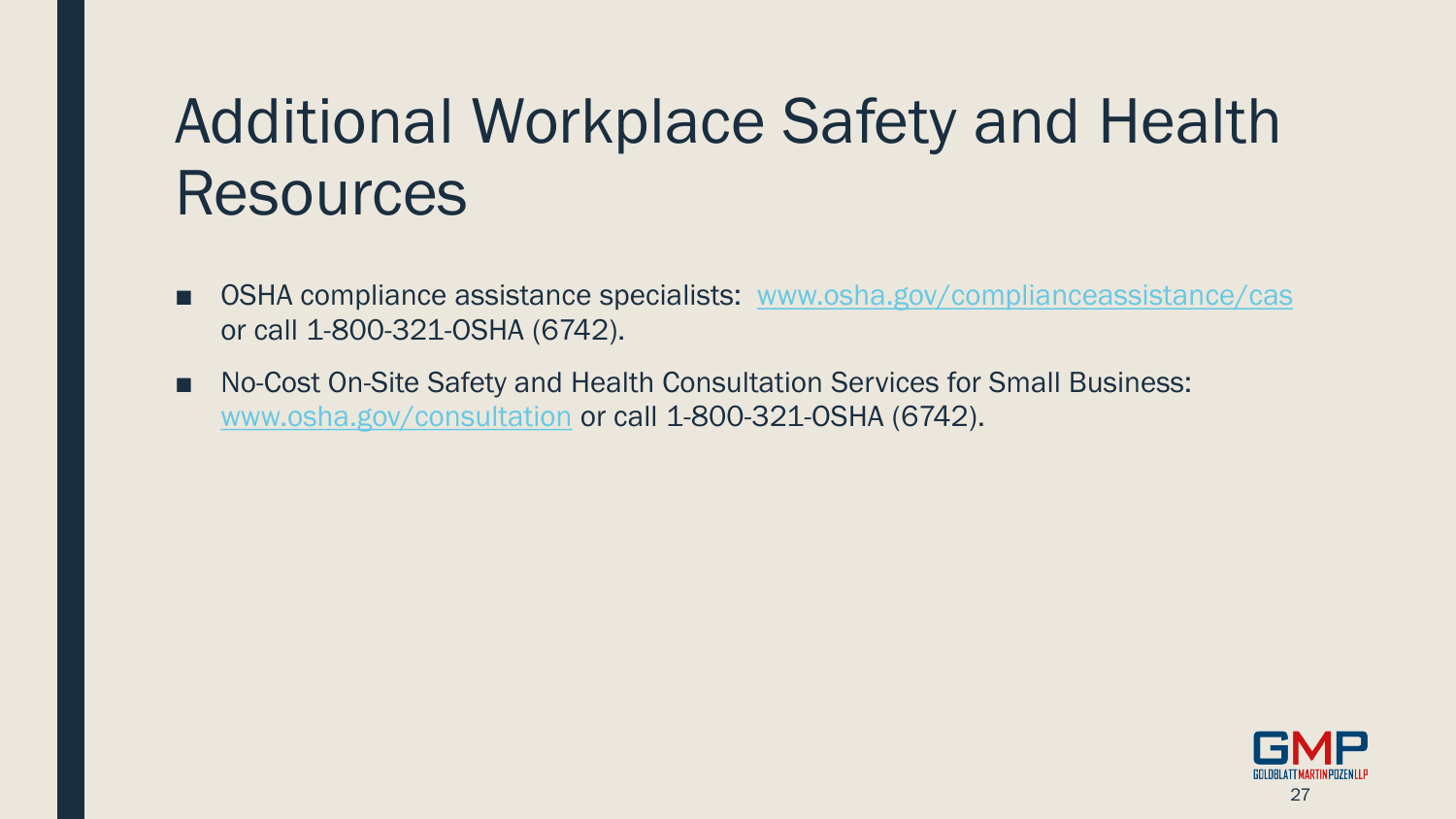# Additional Workplace Safety and Health Resources

- OSHA compliance assistance specialists: [www.osha.gov/complianceassistance/cas](http://www.osha.gov/complianceassistance/cas) or call 1-800-321-OSHA (6742).
- No-Cost On-Site Safety and Health Consultation Services for Small Business: [www.osha.gov/consultation](http://www.osha.gov/consultation) or call 1-800-321-OSHA (6742).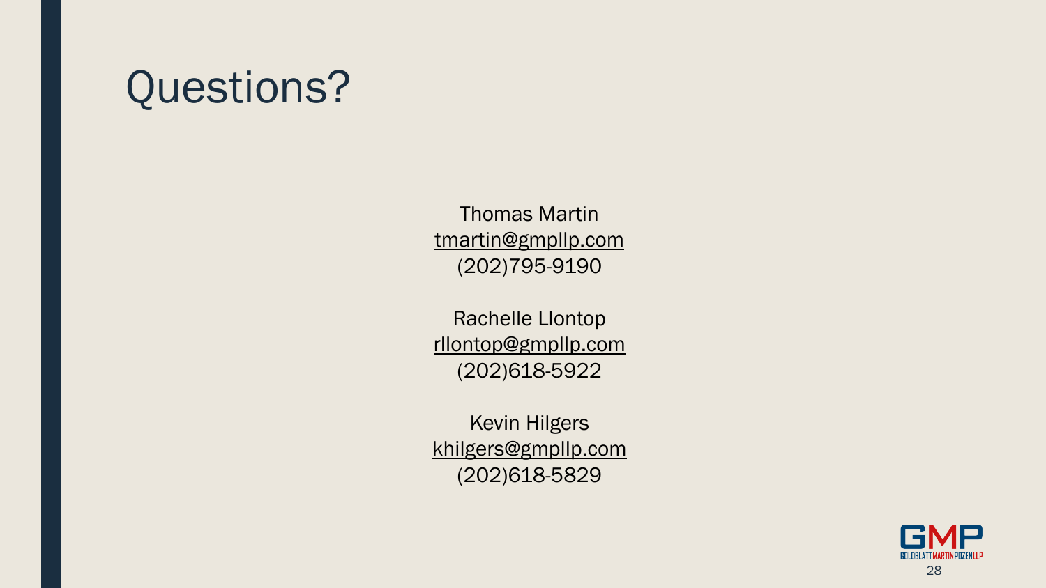# Questions?

Thomas Martin
tmartin@gmpllp.com
(202)795-9190

Rachelle Llontop
rllontop@gmpllp.com
(202)618-5922

Kevin Hilgers
khilgers@gmpllp.com
(202)618-5829

GMP
GOLDBLATT MARTIN POZEN LLP